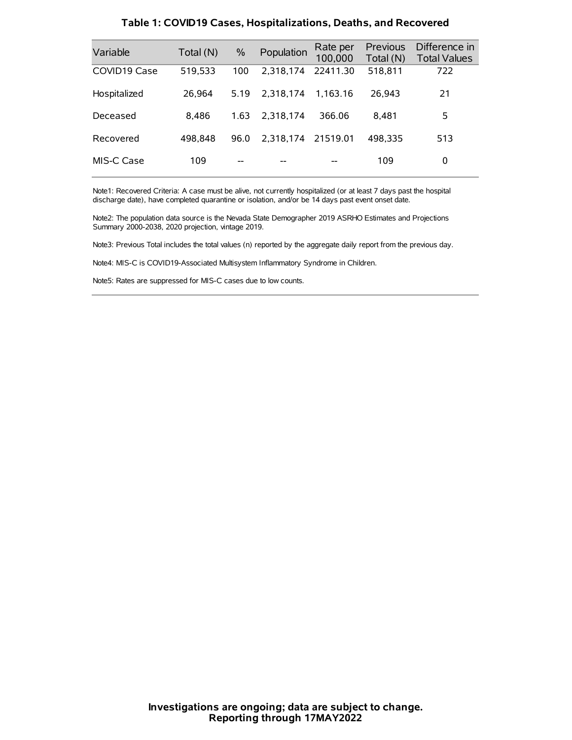## Table 1: COVID19 Cases, Hospitalizations, Deaths, and Recovered

| Variable | Total (N) | % | Population | Rate per 100,000 | Previous Total (N) | Difference in Total Values |
|---|---|---|---|---|---|---|
| COVID19 Case | 519,533 | 100 | 2,318,174 | 22411.30 | 518,811 | 722 |
| Hospitalized | 26,964 | 5.19 | 2,318,174 | 1,163.16 | 26,943 | 21 |
| Deceased | 8,486 | 1.63 | 2,318,174 | 366.06 | 8,481 | 5 |
| Recovered | 498,848 | 96.0 | 2,318,174 | 21519.01 | 498,335 | 513 |
| MIS-C Case | 109 | -- | -- | -- | 109 | 0 |

Note1: Recovered Criteria: A case must be alive, not currently hospitalized (or at least 7 days past the hospital discharge date), have completed quarantine or isolation, and/or be 14 days past event onset date.

Note2: The population data source is the Nevada State Demographer 2019 ASRHO Estimates and Projections Summary 2000-2038, 2020 projection, vintage 2019.

Note3: Previous Total includes the total values (n) reported by the aggregate daily report from the previous day.

Note4: MIS-C is COVID19-Associated Multisystem Inflammatory Syndrome in Children.

Note5: Rates are suppressed for MIS-C cases due to low counts.

**Investigations are ongoing; data are subject to change.**
**Reporting through 17MAY2022**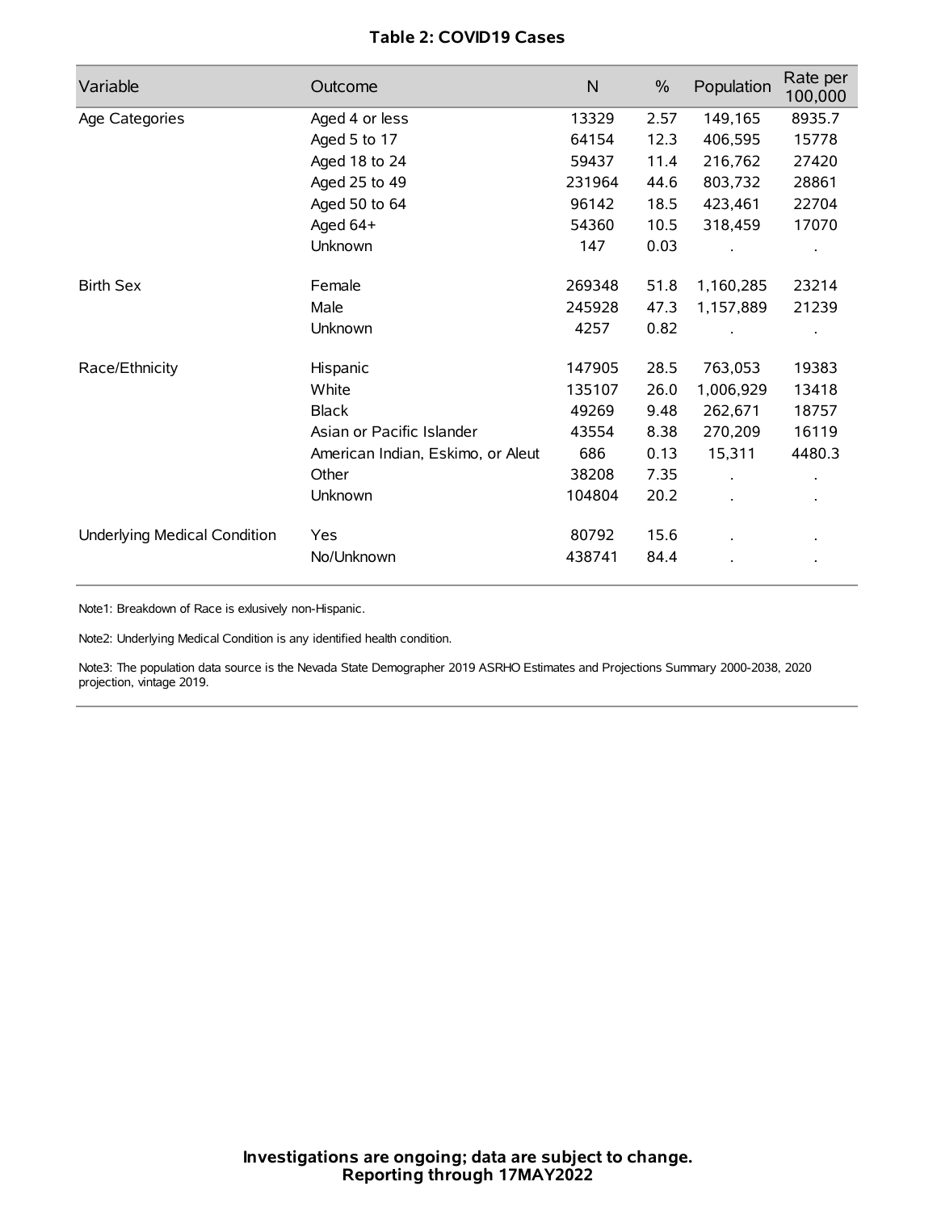**Table 2: COVID19 Cases**

| Variable | Outcome | N | % | Population | Rate per 100,000 |
|---|---|---|---|---|---|
| Age Categories | Aged 4 or less | 13329 | 2.57 | 149,165 | 8935.7 |
| | Aged 5 to 17 | 64154 | 12.3 | 406,595 | 15778 |
| | Aged 18 to 24 | 59437 | 11.4 | 216,762 | 27420 |
| | Aged 25 to 49 | 231964 | 44.6 | 803,732 | 28861 |
| | Aged 50 to 64 | 96142 | 18.5 | 423,461 | 22704 |
| | Aged 64+ | 54360 | 10.5 | 318,459 | 17070 |
| | Unknown | 147 | 0.03 | . | . |
| Birth Sex | Female | 269348 | 51.8 | 1,160,285 | 23214 |
| | Male | 245928 | 47.3 | 1,157,889 | 21239 |
| | Unknown | 4257 | 0.82 | . | . |
| Race/Ethnicity | Hispanic | 147905 | 28.5 | 763,053 | 19383 |
| | White | 135107 | 26.0 | 1,006,929 | 13418 |
| | Black | 49269 | 9.48 | 262,671 | 18757 |
| | Asian or Pacific Islander | 43554 | 8.38 | 270,209 | 16119 |
| | American Indian, Eskimo, or Aleut | 686 | 0.13 | 15,311 | 4480.3 |
| | Other | 38208 | 7.35 | . | . |
| | Unknown | 104804 | 20.2 | . | . |
| Underlying Medical Condition | Yes | 80792 | 15.6 | . | . |
| | No/Unknown | 438741 | 84.4 | . | . |

Note1: Breakdown of Race is exlusively non-Hispanic.

Note2: Underlying Medical Condition is any identified health condition.

Note3: The population data source is the Nevada State Demographer 2019 ASRHO Estimates and Projections Summary 2000-2038, 2020 projection, vintage 2019.

**Investigations are ongoing; data are subject to change.**
**Reporting through 17MAY2022**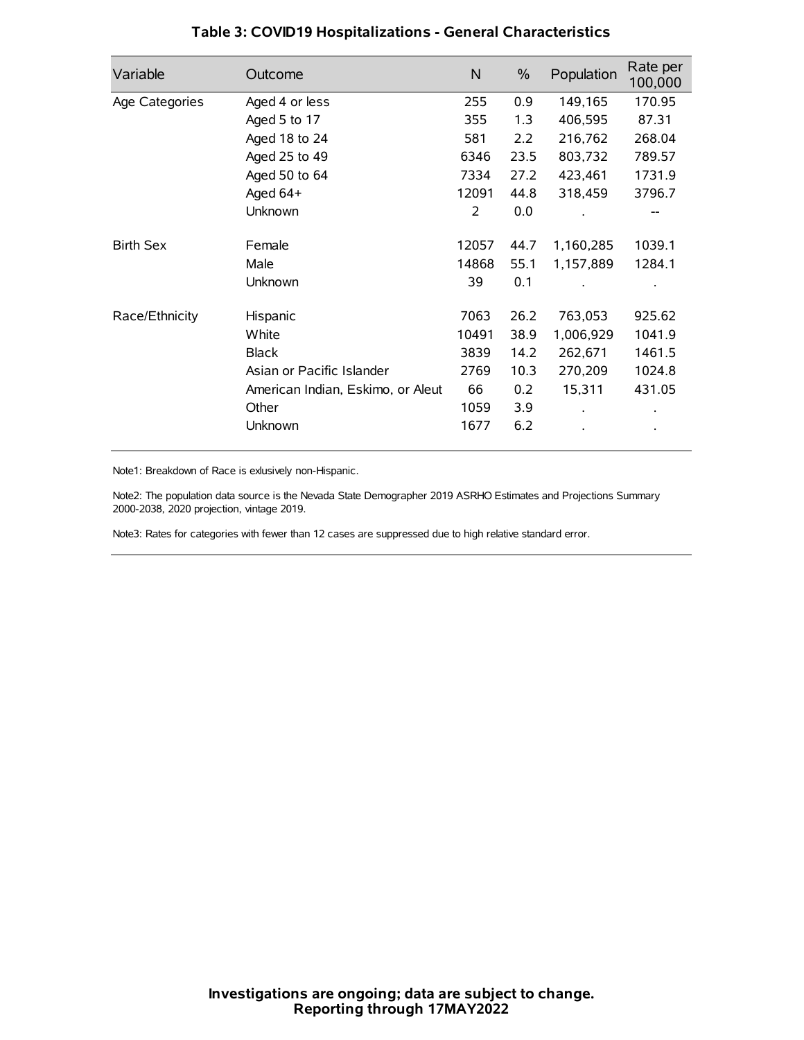# Table 3: COVID19 Hospitalizations - General Characteristics

| Variable | Outcome | N | % | Population | Rate per 100,000 |
|---|---|---|---|---|---|
| Age Categories | Aged 4 or less | 255 | 0.9 | 149,165 | 170.95 |
| | Aged 5 to 17 | 355 | 1.3 | 406,595 | 87.31 |
| | Aged 18 to 24 | 581 | 2.2 | 216,762 | 268.04 |
| | Aged 25 to 49 | 6346 | 23.5 | 803,732 | 789.57 |
| | Aged 50 to 64 | 7334 | 27.2 | 423,461 | 1731.9 |
| | Aged 64+ | 12091 | 44.8 | 318,459 | 3796.7 |
| | Unknown | 2 | 0.0 | . | -- |
| Birth Sex | Female | 12057 | 44.7 | 1,160,285 | 1039.1 |
| | Male | 14868 | 55.1 | 1,157,889 | 1284.1 |
| | Unknown | 39 | 0.1 | . | . |
| Race/Ethnicity | Hispanic | 7063 | 26.2 | 763,053 | 925.62 |
| | White | 10491 | 38.9 | 1,006,929 | 1041.9 |
| | Black | 3839 | 14.2 | 262,671 | 1461.5 |
| | Asian or Pacific Islander | 2769 | 10.3 | 270,209 | 1024.8 |
| | American Indian, Eskimo, or Aleut | 66 | 0.2 | 15,311 | 431.05 |
| | Other | 1059 | 3.9 | . | . |
| | Unknown | 1677 | 6.2 | . | . |

Note1: Breakdown of Race is exlusively non-Hispanic.

Note2: The population data source is the Nevada State Demographer 2019 ASRHO Estimates and Projections Summary 2000-2038, 2020 projection, vintage 2019.

Note3: Rates for categories with fewer than 12 cases are suppressed due to high relative standard error.

**Investigations are ongoing; data are subject to change.**
**Reporting through 17MAY2022**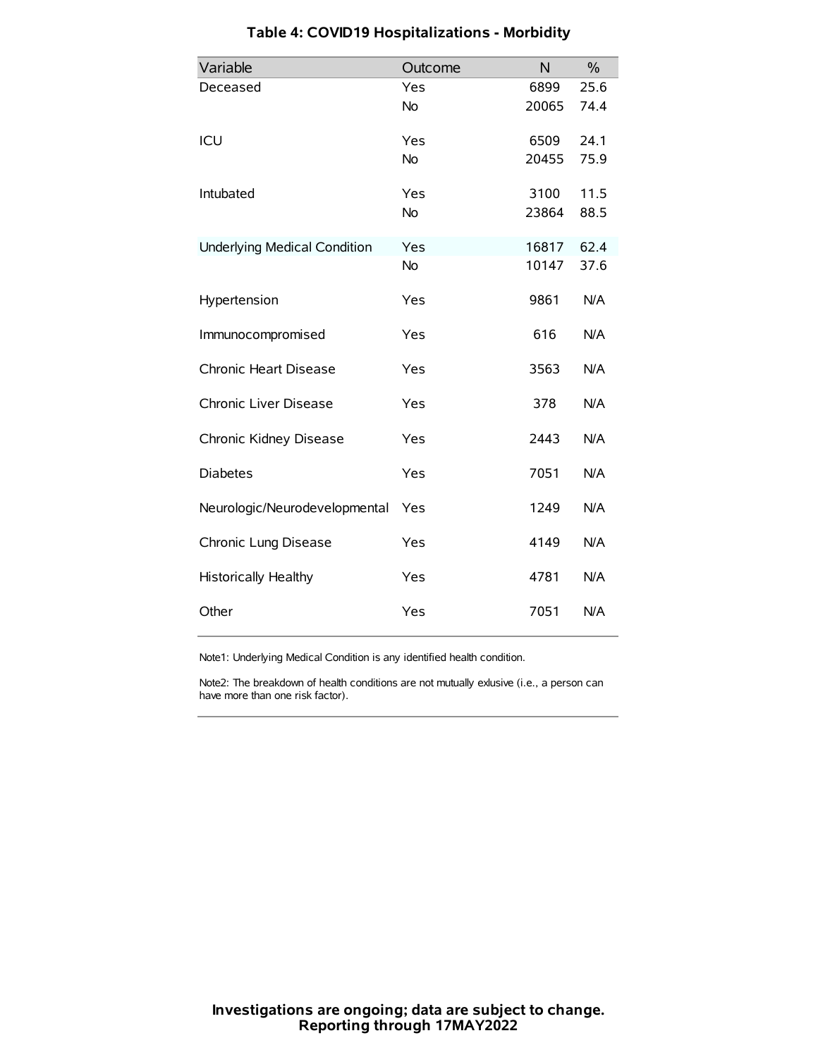# Table 4: COVID19 Hospitalizations - Morbidity

| Variable | Outcome | N | % |
|---|---|---|---|
| Deceased | Yes | 6899 | 25.6 |
| | No | 20065 | 74.4 |
| ICU | Yes | 6509 | 24.1 |
| | No | 20455 | 75.9 |
| Intubated | Yes | 3100 | 11.5 |
| | No | 23864 | 88.5 |
| Underlying Medical Condition | Yes | 16817 | 62.4 |
| | No | 10147 | 37.6 |
| Hypertension | Yes | 9861 | N/A |
| Immunocompromised | Yes | 616 | N/A |
| Chronic Heart Disease | Yes | 3563 | N/A |
| Chronic Liver Disease | Yes | 378 | N/A |
| Chronic Kidney Disease | Yes | 2443 | N/A |
| Diabetes | Yes | 7051 | N/A |
| Neurologic/Neurodevelopmental | Yes | 1249 | N/A |
| Chronic Lung Disease | Yes | 4149 | N/A |
| Historically Healthy | Yes | 4781 | N/A |
| Other | Yes | 7051 | N/A |

Note1: Underlying Medical Condition is any identified health condition.

Note2: The breakdown of health conditions are not mutually exlusive (i.e., a person can have more than one risk factor).

**Investigations are ongoing; data are subject to change.**
**Reporting through 17MAY2022**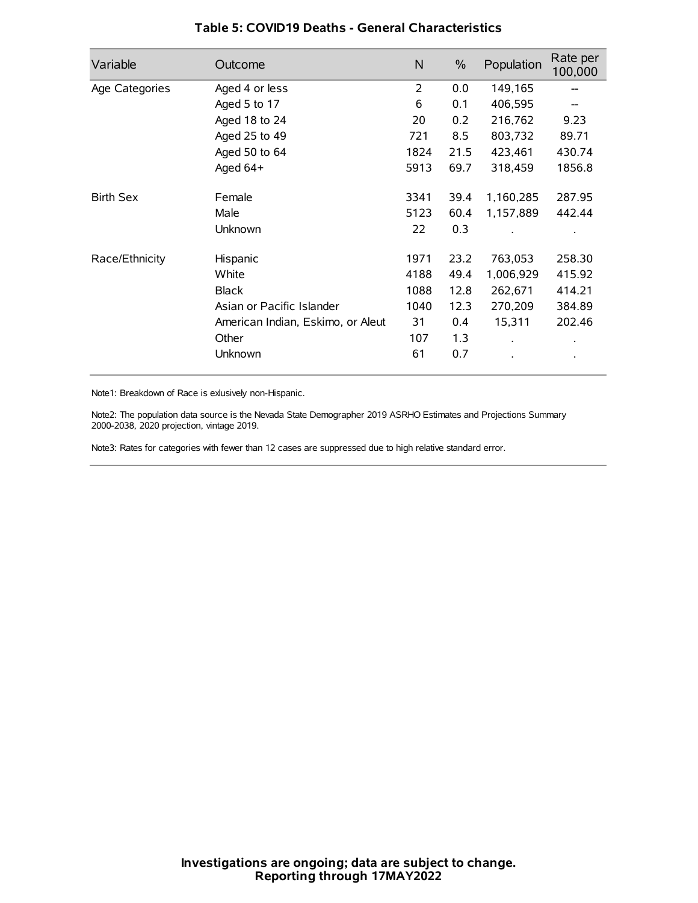### Table 5: COVID19 Deaths - General Characteristics

| Variable | Outcome | N | % | Population | Rate per 100,000 |
|---|---|---|---|---|---|
| Age Categories | Aged 4 or less | 2 | 0.0 | 149,165 | -- |
| | Aged 5 to 17 | 6 | 0.1 | 406,595 | -- |
| | Aged 18 to 24 | 20 | 0.2 | 216,762 | 9.23 |
| | Aged 25 to 49 | 721 | 8.5 | 803,732 | 89.71 |
| | Aged 50 to 64 | 1824 | 21.5 | 423,461 | 430.74 |
| | Aged 64+ | 5913 | 69.7 | 318,459 | 1856.8 |
| Birth Sex | Female | 3341 | 39.4 | 1,160,285 | 287.95 |
| | Male | 5123 | 60.4 | 1,157,889 | 442.44 |
| | Unknown | 22 | 0.3 | . | . |
| Race/Ethnicity | Hispanic | 1971 | 23.2 | 763,053 | 258.30 |
| | White | 4188 | 49.4 | 1,006,929 | 415.92 |
| | Black | 1088 | 12.8 | 262,671 | 414.21 |
| | Asian or Pacific Islander | 1040 | 12.3 | 270,209 | 384.89 |
| | American Indian, Eskimo, or Aleut | 31 | 0.4 | 15,311 | 202.46 |
| | Other | 107 | 1.3 | . | . |
| | Unknown | 61 | 0.7 | . | . |

Note1: Breakdown of Race is exlusively non-Hispanic.

Note2: The population data source is the Nevada State Demographer 2019 ASRHO Estimates and Projections Summary 2000-2038, 2020 projection, vintage 2019.

Note3: Rates for categories with fewer than 12 cases are suppressed due to high relative standard error.

**Investigations are ongoing; data are subject to change.**
**Reporting through 17MAY2022**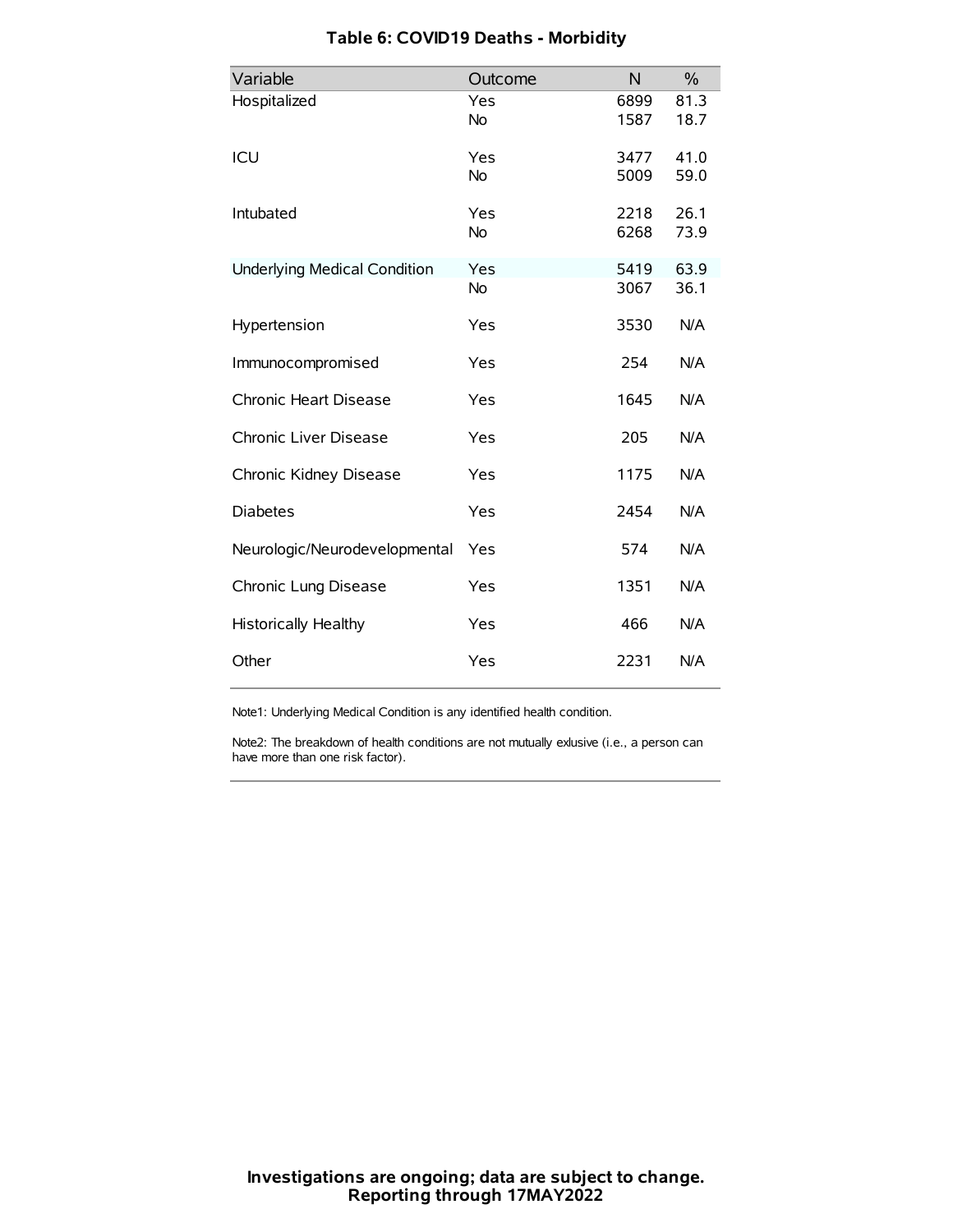## Table 6: COVID19 Deaths - Morbidity

| Variable | Outcome | N | % |
|---|---|---|---|
| Hospitalized | Yes | 6899 | 81.3 |
| | No | 1587 | 18.7 |
| ICU | Yes | 3477 | 41.0 |
| | No | 5009 | 59.0 |
| Intubated | Yes | 2218 | 26.1 |
| | No | 6268 | 73.9 |
| Underlying Medical Condition | Yes | 5419 | 63.9 |
| | No | 3067 | 36.1 |
| Hypertension | Yes | 3530 | N/A |
| Immunocompromised | Yes | 254 | N/A |
| Chronic Heart Disease | Yes | 1645 | N/A |
| Chronic Liver Disease | Yes | 205 | N/A |
| Chronic Kidney Disease | Yes | 1175 | N/A |
| Diabetes | Yes | 2454 | N/A |
| Neurologic/Neurodevelopmental | Yes | 574 | N/A |
| Chronic Lung Disease | Yes | 1351 | N/A |
| Historically Healthy | Yes | 466 | N/A |
| Other | Yes | 2231 | N/A |

Note1: Underlying Medical Condition is any identified health condition.

Note2: The breakdown of health conditions are not mutually exlusive (i.e., a person can have more than one risk factor).

**Investigations are ongoing; data are subject to change.**
**Reporting through 17MAY2022**